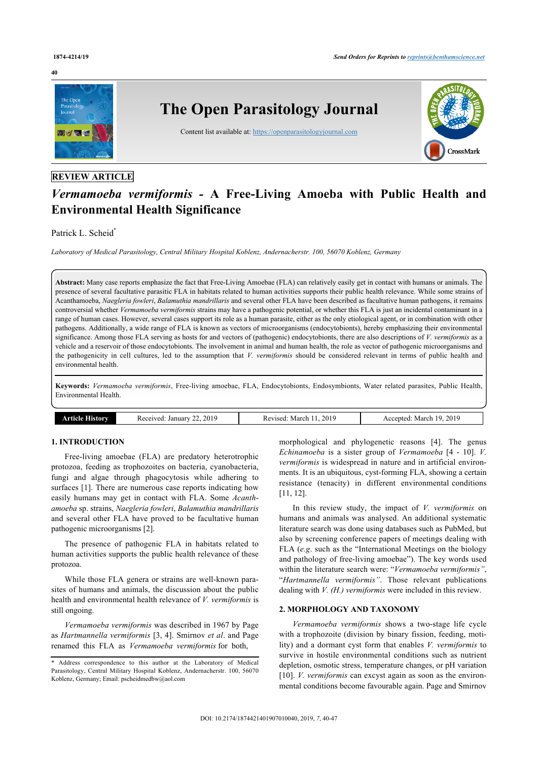REVIEW ARTICLE

# *Vermamoeba vermiformis* - A Free-Living Amoeba with Public Health and Environmental Health Significance

Patrick L. Scheid*

*Laboratory of Medical Parasitology, Central Military Hospital Koblenz, Andernacherstr. 100, 56070 Koblenz, Germany*

**Abstract:** Many case reports emphasize the fact that Free-Living Amoebae (FLA) can relatively easily get in contact with humans or animals. The presence of several facultative parasitic FLA in habitats related to human activities supports their public health relevance. While some strains of Acanthamoeba, *Naegleria fowleri*, *Balamuthia mandrillaris* and several other FLA have been described as facultative human pathogens, it remains controversial whether *Vermamoeba vermiformis* strains may have a pathogenic potential, or whether this FLA is just an incidental contaminant in a range of human cases. However, several cases support its role as a human parasite, either as the only etiological agent, or in combination with other pathogens. Additionally, a wide range of FLA is known as vectors of microorganisms (endocytobionts), hereby emphasizing their environmental significance. Among those FLA serving as hosts for and vectors of (pathogenic) endocytobionts, there are also descriptions of *V. vermiformis* as a vehicle and a reservoir of those endocytobionts. The involvement in animal and human health, the role as vector of pathogenic microorganisms and the pathogenicity in cell cultures, led to the assumption that *V. vermiformis* should be considered relevant in terms of public health and environmental health.

**Keywords:** *Vermamoeba vermiformis*, Free-living amoebae, FLA, Endocytobionts, Endosymbionts, Water related parasites, Public Health, Environmental Health.

| Article History | Received: January 22, 2019 | Revised: March 11, 2019 | Accepted: March 19, 2019 |
|---|---|---|---|

## 1. INTRODUCTION

Free-living amoebae (FLA) are predatory heterotrophic protozoa, feeding as trophozoites on bacteria, cyanobacteria, fungi and algae through phagocytosis while adhering to surfaces [1]. There are numerous case reports indicating how easily humans may get in contact with FLA. Some *Acanthamoeba* sp. strains, *Naegleria fowleri*, *Balamuthia mandrillaris* and several other FLA have proved to be facultative human pathogenic microorganisms [2].

The presence of pathogenic FLA in habitats related to human activities supports the public health relevance of these protozoa.

While those FLA genera or strains are well-known parasites of humans and animals, the discussion about the public health and environmental health relevance of *V. vermiformis* is still ongoing.

*Vermamoeba vermiformis* was described in 1967 by Page as *Hartmannella vermiformis* [3, 4]. Smirnov *et al*. and Page renamed this FLA as *Vermamoeba vermiformis* for both, morphological and phylogenetic reasons [4]. The genus *Echinamoeba* is a sister group of *Vermamoeba* [4 - 10]. *V. vermiformis* is widespread in nature and in artificial environments. It is an ubiquitous, cyst-forming FLA, showing a certain resistance (tenacity) in different environmental conditions [11, 12].

In this review study, the impact of *V. vermiformis* on humans and animals was analysed. An additional systematic literature search was done using databases such as PubMed, but also by screening conference papers of meetings dealing with FLA (*e.g.* such as the "International Meetings on the biology and pathology of free-living amoebae"). The key words used within the literature search were: "*Vermamoeba vermiformis*", "*Hartmannella vermiformis*". Those relevant publications dealing with *V. (H.) vermiformis* were included in this review.

## 2. MORPHOLOGY AND TAXONOMY

*Vermamoeba vermiformis* shows a two-stage life cycle with a trophozoite (division by binary fission, feeding, motility) and a dormant cyst form that enables *V. vermiformis* to survive in hostile environmental conditions such as nutrient depletion, osmotic stress, temperature changes, or pH variation [10]. *V. vermiformis* can excyst again as soon as the environmental conditions become favourable again. Page and Smirnov

* Address correspondence to this author at the Laboratory of Medical Parasitology, Central Military Hospital Koblenz, Andernacherstr. 100, 56070 Koblenz, Germany; Email: pscheidmedbw@aol.com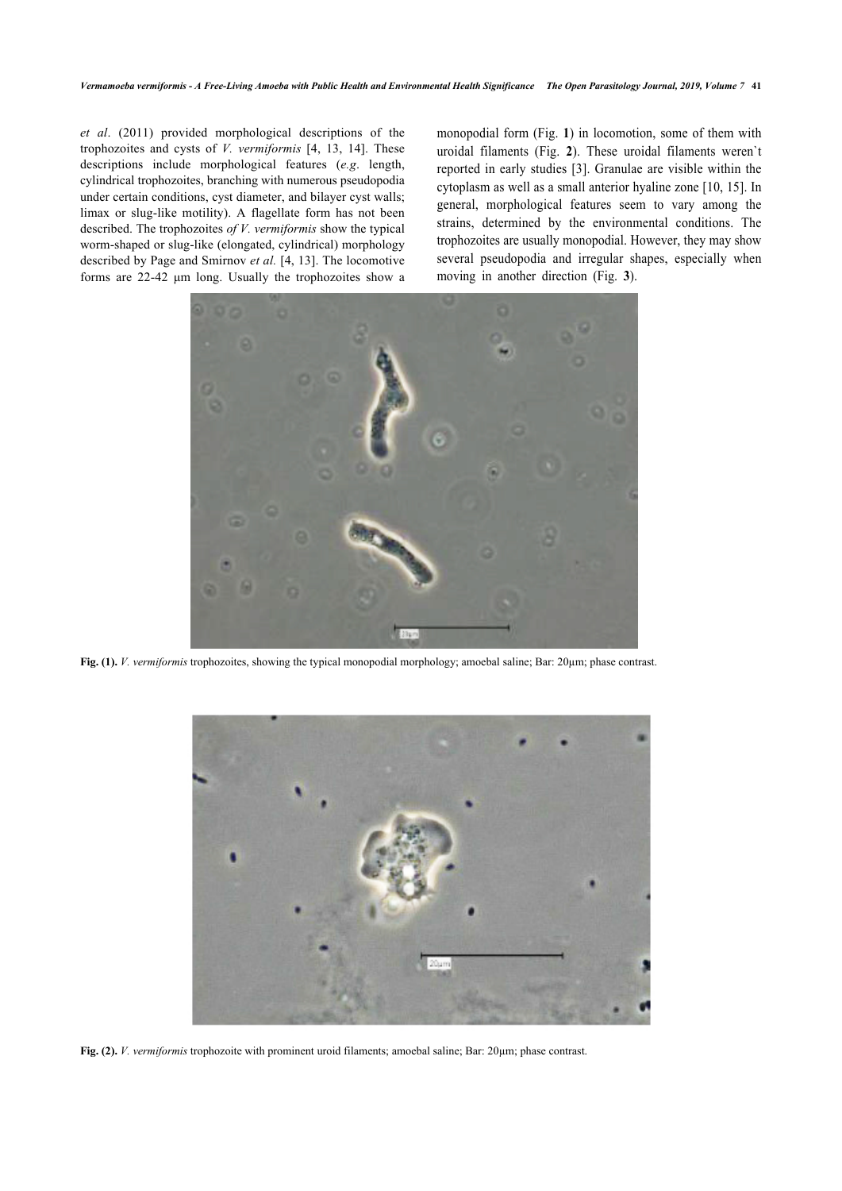*et al*. (2011) provided morphological descriptions of the trophozoites and cysts of *V. vermiformis* [4, 13, 14]. These descriptions include morphological features (*e.g*. length, cylindrical trophozoites, branching with numerous pseudopodia under certain conditions, cyst diameter, and bilayer cyst walls; limax or slug-like motility). A flagellate form has not been described. The trophozoites *of V. vermiformis* show the typical worm-shaped or slug-like (elongated, cylindrical) morphology described by Page and Smirnov *et al.* [4, 13]. The locomotive forms are 22-42 µm long. Usually the trophozoites show a monopodial form (Fig. **1**) in locomotion, some of them with uroidal filaments (Fig. **2**). These uroidal filaments weren`t reported in early studies [3]. Granulae are visible within the cytoplasm as well as a small anterior hyaline zone [10, 15]. In general, morphological features seem to vary among the strains, determined by the environmental conditions. The trophozoites are usually monopodial. However, they may show several pseudopodia and irregular shapes, especially when moving in another direction (Fig. **3**).

**Fig. (1).** *V. vermiformis* trophozoites, showing the typical monopodial morphology; amoebal saline; Bar: 20µm; phase contrast.

**Fig. (2).** *V. vermiformis* trophozoite with prominent uroid filaments; amoebal saline; Bar: 20µm; phase contrast.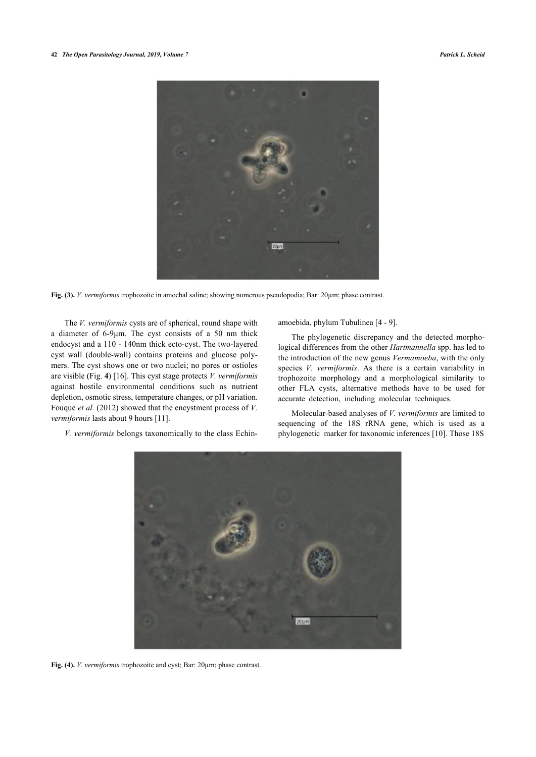Fig. (3). *V. vermiformis* trophozoite in amoebal saline; showing numerous pseudopodia; Bar: 20µm; phase contrast.

The *V. vermiformis* cysts are of spherical, round shape with a diameter of 6-9µm. The cyst consists of a 50 nm thick endocyst and a 110 - 140nm thick ecto-cyst. The two-layered cyst wall (double-wall) contains proteins and glucose polymers. The cyst shows one or two nuclei; no pores or ostioles are visible (Fig. **4**) [16]. This cyst stage protects *V. vermiformis* against hostile environmental conditions such as nutrient depletion, osmotic stress, temperature changes, or pH variation. Fouque *et al.* (2012) showed that the encystment process of *V. vermiformis* lasts about 9 hours [11].

*V. vermiformis* belongs taxonomically to the class Echinamoebida, phylum Tubulinea [4 - 9].

The phylogenetic discrepancy and the detected morphological differences from the other *Hartmannella* spp. has led to the introduction of the new genus *Vermamoeba*, with the only species *V. vermiformis*. As there is a certain variability in trophozoite morphology and a morphological similarity to other FLA cysts, alternative methods have to be used for accurate detection, including molecular techniques.

Molecular-based analyses of *V. vermiformis* are limited to sequencing of the 18S rRNA gene, which is used as a phylogenetic marker for taxonomic inferences [10]. Those 18S

Fig. (4). *V. vermiformis* trophozoite and cyst; Bar: 20µm; phase contrast.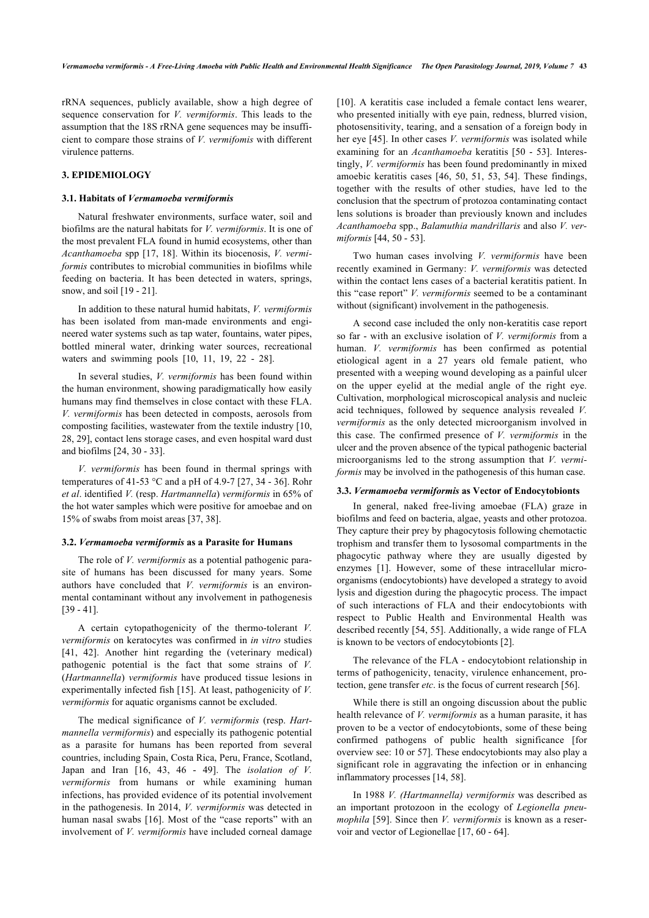rRNA sequences, publicly available, show a high degree of sequence conservation for *V. vermiformis*. This leads to the assumption that the 18S rRNA gene sequences may be insufficient to compare those strains of *V. vermifomis* with different virulence patterns.

## 3. EPIDEMIOLOGY

### 3.1. Habitats of *Vermamoeba vermiformis*

Natural freshwater environments, surface water, soil and biofilms are the natural habitats for *V. vermiformis*. It is one of the most prevalent FLA found in humid ecosystems, other than *Acanthamoeba* spp [17, 18]. Within its biocenosis, *V. vermiformis* contributes to microbial communities in biofilms while feeding on bacteria. It has been detected in waters, springs, snow, and soil [19 - 21].

In addition to these natural humid habitats, *V. vermiformis* has been isolated from man-made environments and engineered water systems such as tap water, fountains, water pipes, bottled mineral water, drinking water sources, recreational waters and swimming pools [10, 11, 19, 22 - 28].

In several studies, *V. vermiformis* has been found within the human environment, showing paradigmatically how easily humans may find themselves in close contact with these FLA. *V. vermiformis* has been detected in composts, aerosols from composting facilities, wastewater from the textile industry [10, 28, 29], contact lens storage cases, and even hospital ward dust and biofilms [24, 30 - 33].

*V. vermiformis* has been found in thermal springs with temperatures of 41-53 °C and a pH of 4.9-7 [27, 34 - 36]. Rohr *et al*. identified *V.* (resp. *Hartmannella*) *vermiformis* in 65% of the hot water samples which were positive for amoebae and on 15% of swabs from moist areas [37, 38].

### 3.2. *Vermamoeba vermiformis* as a Parasite for Humans

The role of *V. vermiformis* as a potential pathogenic parasite of humans has been discussed for many years. Some authors have concluded that *V. vermiformis* is an environmental contaminant without any involvement in pathogenesis [39 - 41].

A certain cytopathogenicity of the thermo-tolerant *V. vermiformis* on keratocytes was confirmed in *in vitro* studies [41, 42]. Another hint regarding the (veterinary medical) pathogenic potential is the fact that some strains of *V.* (*Hartmannella*) *vermiformis* have produced tissue lesions in experimentally infected fish [15]. At least, pathogenicity of *V. vermiformis* for aquatic organisms cannot be excluded.

The medical significance of *V. vermiformis* (resp. *Hartmannella vermiformis*) and especially its pathogenic potential as a parasite for humans has been reported from several countries, including Spain, Costa Rica, Peru, France, Scotland, Japan and Iran [16, 43, 46 - 49]. The *isolation of V. vermiformis* from humans or while examining human infections, has provided evidence of its potential involvement in the pathogenesis. In 2014, *V. vermiformis* was detected in human nasal swabs [16]. Most of the "case reports" with an involvement of *V. vermiformis* have included corneal damage [10]. A keratitis case included a female contact lens wearer, who presented initially with eye pain, redness, blurred vision, photosensitivity, tearing, and a sensation of a foreign body in her eye [45]. In other cases *V. vermiformis* was isolated while examining for an *Acanthamoeba* keratitis [50 - 53]. Interestingly, *V. vermiformis* has been found predominantly in mixed amoebic keratitis cases [46, 50, 51, 53, 54]. These findings, together with the results of other studies, have led to the conclusion that the spectrum of protozoa contaminating contact lens solutions is broader than previously known and includes *Acanthamoeba* spp., *Balamuthia mandrillaris* and also *V. vermiformis* [44, 50 - 53].

Two human cases involving *V. vermiformis* have been recently examined in Germany: *V. vermiformis* was detected within the contact lens cases of a bacterial keratitis patient. In this "case report" *V. vermiformis* seemed to be a contaminant without (significant) involvement in the pathogenesis.

A second case included the only non-keratitis case report so far - with an exclusive isolation of *V. vermiformis* from a human. *V. vermiformis* has been confirmed as potential etiological agent in a 27 years old female patient, who presented with a weeping wound developing as a painful ulcer on the upper eyelid at the medial angle of the right eye. Cultivation, morphological microscopical analysis and nucleic acid techniques, followed by sequence analysis revealed *V. vermiformis* as the only detected microorganism involved in this case. The confirmed presence of *V. vermiformis* in the ulcer and the proven absence of the typical pathogenic bacterial microorganisms led to the strong assumption that *V. vermiformis* may be involved in the pathogenesis of this human case.

### 3.3. *Vermamoeba vermiformis* as Vector of Endocytobionts

In general, naked free-living amoebae (FLA) graze in biofilms and feed on bacteria, algae, yeasts and other protozoa. They capture their prey by phagocytosis following chemotactic trophism and transfer them to lysosomal compartments in the phagocytic pathway where they are usually digested by enzymes [1]. However, some of these intracellular microorganisms (endocytobionts) have developed a strategy to avoid lysis and digestion during the phagocytic process. The impact of such interactions of FLA and their endocytobionts with respect to Public Health and Environmental Health was described recently [54, 55]. Additionally, a wide range of FLA is known to be vectors of endocytobionts [2].

The relevance of the FLA - endocytobiont relationship in terms of pathogenicity, tenacity, virulence enhancement, protection, gene transfer *etc*. is the focus of current research [56].

While there is still an ongoing discussion about the public health relevance of *V. vermiformis* as a human parasite, it has proven to be a vector of endocytobionts, some of these being confirmed pathogens of public health significance [for overview see: 10 or 57]. These endocytobionts may also play a significant role in aggravating the infection or in enhancing inflammatory processes [14, 58].

In 1988 *V. (Hartmannella) vermiformis* was described as an important protozoon in the ecology of *Legionella pneumophila* [59]. Since then *V. vermiformis* is known as a reservoir and vector of Legionellae [17, 60 - 64].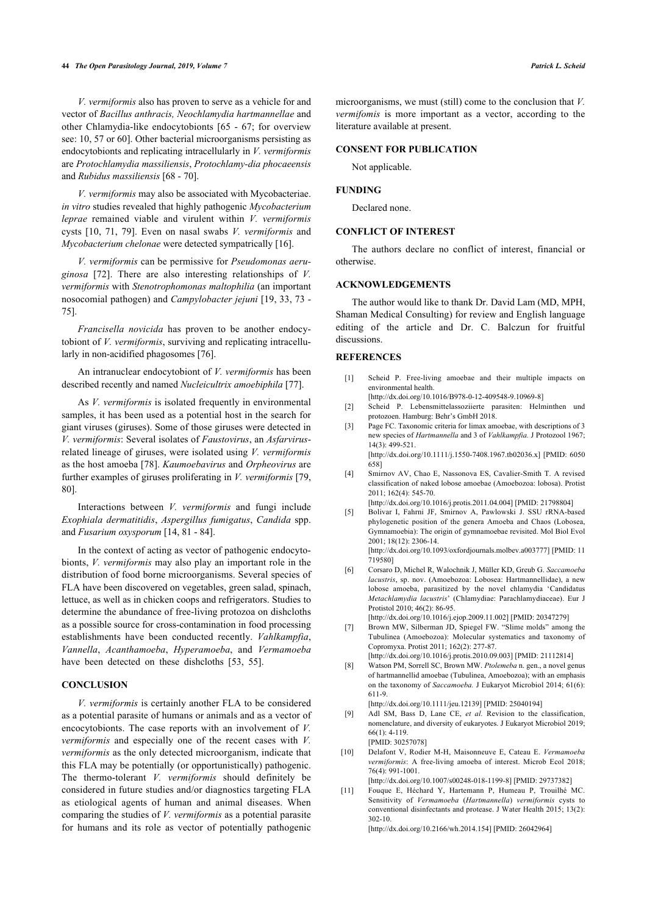*V. vermiformis* also has proven to serve as a vehicle for and vector of *Bacillus anthracis, Neochlamydia hartmannellae* and other Chlamydia-like endocytobionts [65 - 67; for overview see: 10, 57 or 60]. Other bacterial microorganisms persisting as endocytobionts and replicating intracellularly in *V. vermiformis* are *Protochlamydia massiliensis*, *Protochlamy-dia phocaeensis* and *Rubidus massiliensis* [68 - 70].

*V. vermiformis* may also be associated with Mycobacteriae. *in vitro* studies revealed that highly pathogenic *Mycobacterium leprae* remained viable and virulent within *V. vermiformis* cysts [10, 71, 79]. Even on nasal swabs *V. vermiformis* and *Mycobacterium chelonae* were detected sympatrically [16].

*V. vermiformis* can be permissive for *Pseudomonas aeruginosa* [72]. There are also interesting relationships of *V. vermiformis* with *Stenotrophomonas maltophilia* (an important nosocomial pathogen) and *Campylobacter jejuni* [19, 33, 73 - 75].

*Francisella novicida* has proven to be another endocytobiont of *V. vermiformis*, surviving and replicating intracellularly in non-acidified phagosomes [76].

An intranuclear endocytobiont of *V. vermiformis* has been described recently and named *Nucleicultrix amoebiphila* [77].

As *V. vermiformis* is isolated frequently in environmental samples, it has been used as a potential host in the search for giant viruses (giruses). Some of those giruses were detected in *V. vermiformis*: Several isolates of *Faustovirus*, an *Asfarvirus*-related lineage of giruses, were isolated using *V. vermiformis* as the host amoeba [78]. *Kaumoebavirus* and *Orpheovirus* are further examples of giruses proliferating in *V. vermiformis* [79, 80].

Interactions between *V. vermiformis* and fungi include *Exophiala dermatitidis*, *Aspergillus fumigatus*, *Candida* spp. and *Fusarium oxysporum* [14, 81 - 84].

In the context of acting as vector of pathogenic endocytobionts, *V. vermiformis* may also play an important role in the distribution of food borne microorganisms. Several species of FLA have been discovered on vegetables, green salad, spinach, lettuce, as well as in chicken coops and refrigerators. Studies to determine the abundance of free-living protozoa on dishcloths as a possible source for cross-contamination in food processing establishments have been conducted recently. *Vahlkampfia*, *Vannella*, *Acanthamoeba*, *Hyperamoeba*, and *Vermamoeba* have been detected on these dishcloths [53, 55].

## CONCLUSION

*V. vermiformis* is certainly another FLA to be considered as a potential parasite of humans or animals and as a vector of encocytobionts. The case reports with an involvement of *V. vermiformis* and especially one of the recent cases with *V. vermiformis* as the only detected microorganism, indicate that this FLA may be potentially (or opportunistically) pathogenic. The thermo-tolerant *V. vermiformis* should definitely be considered in future studies and/or diagnostics targeting FLA as etiological agents of human and animal diseases. When comparing the studies of *V. vermiformis* as a potential parasite for humans and its role as vector of potentially pathogenic microorganisms, we must (still) come to the conclusion that *V. vermifomis* is more important as a vector, according to the literature available at present.

## CONSENT FOR PUBLICATION

Not applicable.

## FUNDING

Declared none.

## CONFLICT OF INTEREST

The authors declare no conflict of interest, financial or otherwise.

## ACKNOWLEDGEMENTS

The author would like to thank Dr. David Lam (MD, MPH, Shaman Medical Consulting) for review and English language editing of the article and Dr. C. Balczun for fruitful discussions.

## REFERENCES

[1] Scheid P. Free-living amoebae and their multiple impacts on environmental health. [http://dx.doi.org/10.1016/B978-0-12-409548-9.10969-8]

[2] Scheid P. Lebensmittelassoziierte parasiten: Helminthen und protozoen. Hamburg: Behr's GmbH 2018.

[3] Page FC. Taxonomic criteria for limax amoebae, with descriptions of 3 new species of *Hartmannella* and 3 of *Vahlkampfia.* J Protozool 1967; 14(3): 499-521. [http://dx.doi.org/10.1111/j.1550-7408.1967.tb02036.x] [PMID: 6050658]

[4] Smirnov AV, Chao E, Nassonova ES, Cavalier-Smith T. A revised classification of naked lobose amoebae (Amoebozoa: lobosa). Protist 2011; 162(4): 545-70. [http://dx.doi.org/10.1016/j.protis.2011.04.004] [PMID: 21798804]

[5] Bolivar I, Fahrni JF, Smirnov A, Pawlowski J. SSU rRNA-based phylogenetic position of the genera Amoeba and Chaos (Lobosea, Gymnamoebia): The origin of gymnamoebae revisited. Mol Biol Evol 2001; 18(12): 2306-14. [http://dx.doi.org/10.1093/oxfordjournals.molbev.a003777] [PMID: 11719580]

[6] Corsaro D, Michel R, Walochnik J, Müller KD, Greub G. *Saccamoeba lacustris*, sp. nov. (Amoebozoa: Lobosea: Hartmannellidae), a new lobose amoeba, parasitized by the novel chlamydia 'Candidatus *Metachlamydia lacustris*' (Chlamydiae: Parachlamydiaceae). Eur J Protistol 2010; 46(2): 86-95. [http://dx.doi.org/10.1016/j.ejop.2009.11.002] [PMID: 20347279]

[7] Brown MW, Silberman JD, Spiegel FW. "Slime molds" among the Tubulinea (Amoebozoa): Molecular systematics and taxonomy of Copromyxa. Protist 2011; 162(2): 277-87. [http://dx.doi.org/10.1016/j.protis.2010.09.003] [PMID: 21112814]

[8] Watson PM, Sorrell SC, Brown MW. *Ptolemeba* n. gen., a novel genus of hartmannellid amoebae (Tubulinea, Amoebozoa); with an emphasis on the taxonomy of *Saccamoeba.* J Eukaryot Microbiol 2014; 61(6): 611-9. [http://dx.doi.org/10.1111/jeu.12139] [PMID: 25040194]

[9] Adl SM, Bass D, Lane CE, *et al.* Revision to the classification, nomenclature, and diversity of eukaryotes. J Eukaryot Microbiol 2019; 66(1): 4-119. [PMID: 30257078]

[10] Delafont V, Rodier M-H, Maisonneuve E, Cateau E. *Vermamoeba vermiformis*: A free-living amoeba of interest. Microb Ecol 2018; 76(4): 991-1001. [http://dx.doi.org/10.1007/s00248-018-1199-8] [PMID: 29737382]

[11] Fouque E, Héchard Y, Hartemann P, Humeau P, Trouilhé MC. Sensitivity of *Vermamoeba* (*Hartmannella*) *vermiformis* cysts to conventional disinfectants and protease. J Water Health 2015; 13(2): 302-10. [http://dx.doi.org/10.2166/wh.2014.154] [PMID: 26042964]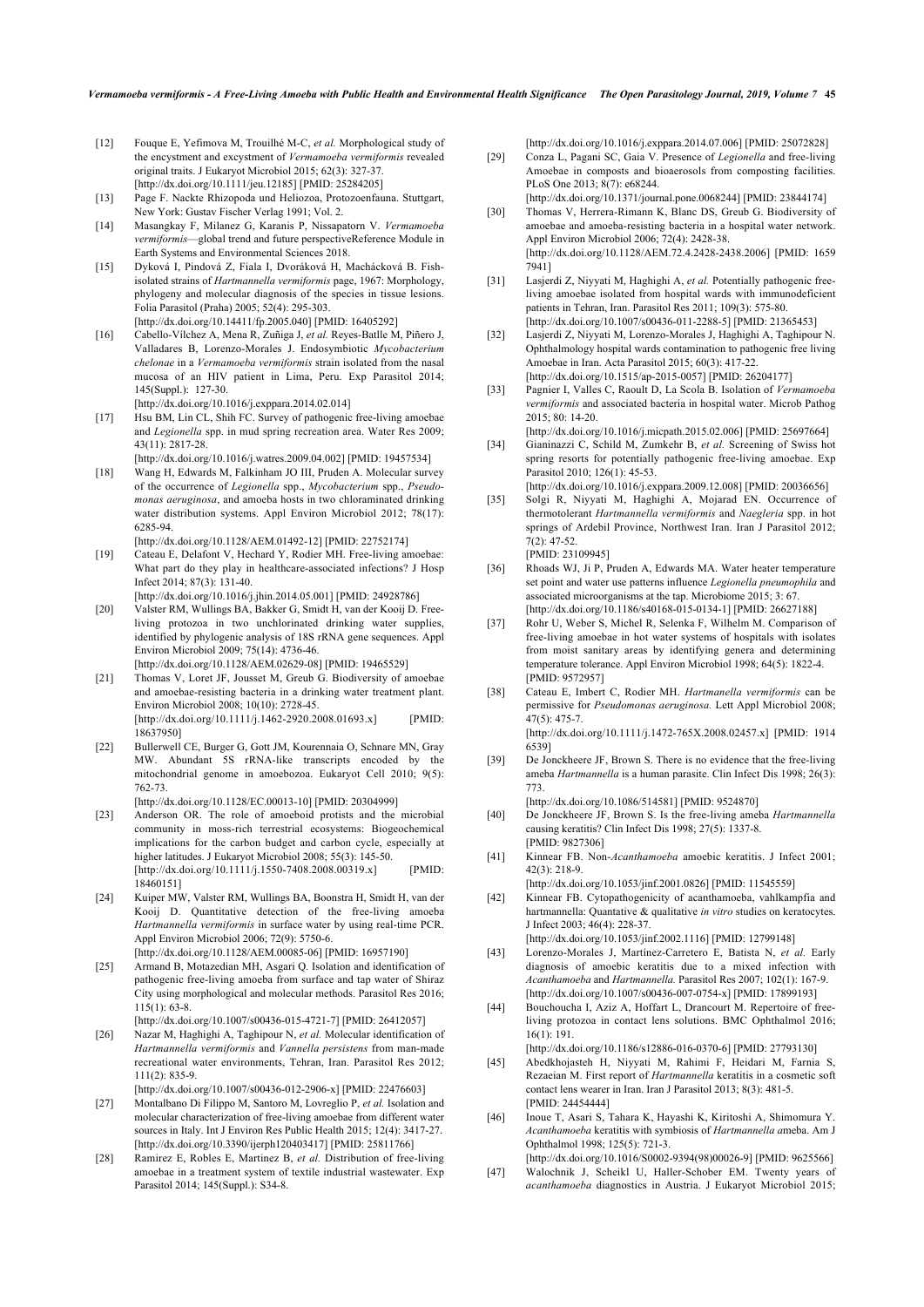[12] Fouque E, Yefimova M, Trouilhé M-C, *et al.* Morphological study of the encystment and excystment of *Vermamoeba vermiformis* revealed original traits. J Eukaryot Microbiol 2015; 62(3): 327-37. [http://dx.doi.org/10.1111/jeu.12185] [PMID: 25284205]

[13] Page F. Nackte Rhizopoda und Heliozoa, Protozoenfauna. Stuttgart, New York: Gustav Fischer Verlag 1991; Vol. 2.

[14] Masangkay F, Milanez G, Karanis P, Nissapatorn V. *Vermamoeba vermiformis*—global trend and future perspectiveReference Module in Earth Systems and Environmental Sciences 2018.

[15] Dyková I, Pindová Z, Fiala I, Dvoráková H, Machácková B. Fish-isolated strains of *Hartmannella vermiformis* page, 1967: Morphology, phylogeny and molecular diagnosis of the species in tissue lesions. Folia Parasitol (Praha) 2005; 52(4): 295-303. [http://dx.doi.org/10.14411/fp.2005.040] [PMID: 16405292]

[16] Cabello-Vílchez A, Mena R, Zuñiga J, *et al.* Reyes-Batlle M, Piñero J, Valladares B, Lorenzo-Morales J. Endosymbiotic *Mycobacterium chelonae* in a *Vermamoeba vermiformis* strain isolated from the nasal mucosa of an HIV patient in Lima, Peru. Exp Parasitol 2014; 145(Suppl.): 127-30. [http://dx.doi.org/10.1016/j.exppara.2014.02.014]

[17] Hsu BM, Lin CL, Shih FC. Survey of pathogenic free-living amoebae and *Legionella* spp. in mud spring recreation area. Water Res 2009; 43(11): 2817-28. [http://dx.doi.org/10.1016/j.watres.2009.04.002] [PMID: 19457534]

[18] Wang H, Edwards M, Falkinham JO III, Pruden A. Molecular survey of the occurrence of *Legionella* spp., *Mycobacterium* spp., *Pseudomonas aeruginosa*, and amoeba hosts in two chloraminated drinking water distribution systems. Appl Environ Microbiol 2012; 78(17): 6285-94. [http://dx.doi.org/10.1128/AEM.01492-12] [PMID: 22752174]

[19] Cateau E, Delafont V, Hechard Y, Rodier MH. Free-living amoebae: What part do they play in healthcare-associated infections? J Hosp Infect 2014; 87(3): 131-40. [http://dx.doi.org/10.1016/j.jhin.2014.05.001] [PMID: 24928786]

[20] Valster RM, Wullings BA, Bakker G, Smidt H, van der Kooij D. Free-living protozoa in two unchlorinated drinking water supplies, identified by phylogenic analysis of 18S rRNA gene sequences. Appl Environ Microbiol 2009; 75(14): 4736-46. [http://dx.doi.org/10.1128/AEM.02629-08] [PMID: 19465529]

[21] Thomas V, Loret JF, Jousset M, Greub G. Biodiversity of amoebae and amoebae-resisting bacteria in a drinking water treatment plant. Environ Microbiol 2008; 10(10): 2728-45. [http://dx.doi.org/10.1111/j.1462-2920.2008.01693.x] [PMID: 18637950]

[22] Bullerwell CE, Burger G, Gott JM, Kourennaia O, Schnare MN, Gray MW. Abundant 5S rRNA-like transcripts encoded by the mitochondrial genome in amoebozoa. Eukaryot Cell 2010; 9(5): 762-73. [http://dx.doi.org/10.1128/EC.00013-10] [PMID: 20304999]

[23] Anderson OR. The role of amoeboid protists and the microbial community in moss-rich terrestrial ecosystems: Biogeochemical implications for the carbon budget and carbon cycle, especially at higher latitudes. J Eukaryot Microbiol 2008; 55(3): 145-50. [http://dx.doi.org/10.1111/j.1550-7408.2008.00319.x] [PMID: 18460151]

[24] Kuiper MW, Valster RM, Wullings BA, Boonstra H, Smidt H, van der Kooij D. Quantitative detection of the free-living amoeba *Hartmannella vermiformis* in surface water by using real-time PCR. Appl Environ Microbiol 2006; 72(9): 5750-6. [http://dx.doi.org/10.1128/AEM.00085-06] [PMID: 16957190]

[25] Armand B, Motazedian MH, Asgari Q. Isolation and identification of pathogenic free-living amoeba from surface and tap water of Shiraz City using morphological and molecular methods. Parasitol Res 2016; 115(1): 63-8. [http://dx.doi.org/10.1007/s00436-015-4721-7] [PMID: 26412057]

[26] Nazar M, Haghighi A, Taghipour N, *et al.* Molecular identification of *Hartmannella vermiformis* and *Vannella persistens* from man-made recreational water environments, Tehran, Iran. Parasitol Res 2012; 111(2): 835-9. [http://dx.doi.org/10.1007/s00436-012-2906-x] [PMID: 22476603]

[27] Montalbano Di Filippo M, Santoro M, Lovreglio P, *et al.* Isolation and molecular characterization of free-living amoebae from different water sources in Italy. Int J Environ Res Public Health 2015; 12(4): 3417-27. [http://dx.doi.org/10.3390/ijerph120403417] [PMID: 25811766]

[28] Ramirez E, Robles E, Martinez B, *et al.* Distribution of free-living amoebae in a treatment system of textile industrial wastewater. Exp Parasitol 2014; 145(Suppl.): S34-8. [http://dx.doi.org/10.1016/j.exppara.2014.07.006] [PMID: 25072828]

[29] Conza L, Pagani SC, Gaia V. Presence of *Legionella* and free-living Amoebae in composts and bioaerosols from composting facilities. PLoS One 2013; 8(7): e68244. [http://dx.doi.org/10.1371/journal.pone.0068244] [PMID: 23844174]

[30] Thomas V, Herrera-Rimann K, Blanc DS, Greub G. Biodiversity of amoebae and amoeba-resisting bacteria in a hospital water network. Appl Environ Microbiol 2006; 72(4): 2428-38. [http://dx.doi.org/10.1128/AEM.72.4.2428-2438.2006] [PMID: 16597941]

[31] Lasjerdi Z, Niyyati M, Haghighi A, *et al.* Potentially pathogenic free-living amoebae isolated from hospital wards with immunodeficient patients in Tehran, Iran. Parasitol Res 2011; 109(3): 575-80. [http://dx.doi.org/10.1007/s00436-011-2288-5] [PMID: 21365453]

[32] Lasjerdi Z, Niyyati M, Lorenzo-Morales J, Haghighi A, Taghipour N. Ophthalmology hospital wards contamination to pathogenic free living Amoebae in Iran. Acta Parasitol 2015; 60(3): 417-22. [http://dx.doi.org/10.1515/ap-2015-0057] [PMID: 26204177]

[33] Pagnier I, Valles C, Raoult D, La Scola B. Isolation of *Vermamoeba vermiformis* and associated bacteria in hospital water. Microb Pathog 2015; 80: 14-20. [http://dx.doi.org/10.1016/j.micpath.2015.02.006] [PMID: 25697664]

[34] Gianinazzi C, Schild M, Zumkehr B, *et al.* Screening of Swiss hot spring resorts for potentially pathogenic free-living amoebae. Exp Parasitol 2010; 126(1): 45-53. [http://dx.doi.org/10.1016/j.exppara.2009.12.008] [PMID: 20036656]

[35] Solgi R, Niyyati M, Haghighi A, Mojarad EN. Occurrence of thermotolerant *Hartmannella vermiformis* and *Naegleria* spp. in hot springs of Ardebil Province, Northwest Iran. Iran J Parasitol 2012; 7(2): 47-52. [PMID: 23109945]

[36] Rhoads WJ, Ji P, Pruden A, Edwards MA. Water heater temperature set point and water use patterns influence *Legionella pneumophila* and associated microorganisms at the tap. Microbiome 2015; 3: 67. [http://dx.doi.org/10.1186/s40168-015-0134-1] [PMID: 26627188]

[37] Rohr U, Weber S, Michel R, Selenka F, Wilhelm M. Comparison of free-living amoebae in hot water systems of hospitals with isolates from moist sanitary areas by identifying genera and determining temperature tolerance. Appl Environ Microbiol 1998; 64(5): 1822-4. [PMID: 9572957]

[38] Cateau E, Imbert C, Rodier MH. *Hartmannella vermiformis* can be permissive for *Pseudomonas aeruginosa.* Lett Appl Microbiol 2008; 47(5): 475-7. [http://dx.doi.org/10.1111/j.1472-765X.2008.02457.x] [PMID: 19146539]

[39] De Jonckheere JF, Brown S. There is no evidence that the free-living ameba *Hartmannella* is a human parasite. Clin Infect Dis 1998; 26(3): 773. [http://dx.doi.org/10.1086/514581] [PMID: 9524870]

[40] De Jonckheere JF, Brown S. Is the free-living amoeba *Hartmannella* causing keratitis? Clin Infect Dis 1998; 27(5): 1337-8. [PMID: 9827306]

[41] Kinnear FB. Non-*Acanthamoeba* amoebic keratitis. J Infect 2001; 42(3): 218-9. [http://dx.doi.org/10.1053/jinf.2001.0826] [PMID: 11545559]

[42] Kinnear FB. Cytopathogenicity of acanthamoeba, vahlkampfia and hartmannella: Quantative & qualitative *in vitro* studies on keratocytes. J Infect 2003; 46(4): 228-37. [http://dx.doi.org/10.1053/jinf.2002.1116] [PMID: 12799148]

[43] Lorenzo-Morales J, Martínez-Carretero E, Batista N, *et al.* Early diagnosis of amoebic keratitis due to a mixed infection with *Acanthamoeba* and *Hartmannella.* Parasitol Res 2007; 102(1): 167-9. [http://dx.doi.org/10.1007/s00436-007-0754-x] [PMID: 17899193]

[44] Bouchoucha I, Aziz A, Hoffart L, Drancourt M. Repertoire of free-living protozoa in contact lens solutions. BMC Ophthalmol 2016; 16(1): 191. [http://dx.doi.org/10.1186/s12886-016-0370-6] [PMID: 27793130]

[45] Abedkhojasteh H, Niyyati M, Rahimi F, Heidari M, Farnia S, Rezaeian M. First report of *Hartmannella* keratitis in a cosmetic soft contact lens wearer in Iran. Iran J Parasitol 2013; 8(3): 481-5. [PMID: 24454444]

[46] Inoue T, Asari S, Tahara K, Hayashi K, Kiritoshi A, Shimomura Y. *Acanthamoeba* keratitis with symbiosis of *Hartmannella a*moeba. Am J Ophthalmol 1998; 125(5): 721-3. [http://dx.doi.org/10.1016/S0002-9394(98)00026-9] [PMID: 9625566]

[47] Walochnik J, Scheikl U, Haller-Schober EM. Twenty years of *acanthamoeba* diagnostics in Austria. J Eukaryot Microbiol 2015;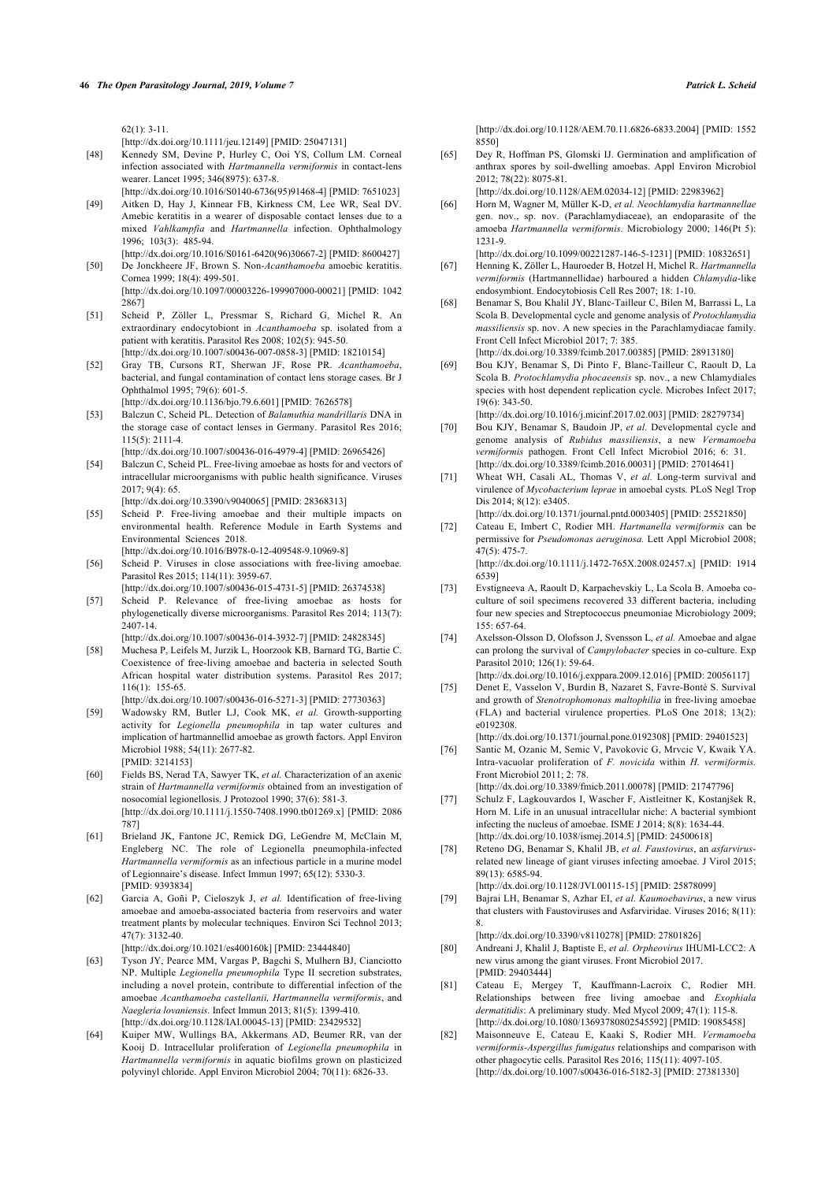62(1): 3-11.
[http://dx.doi.org/10.1111/jeu.12149] [PMID: 25047131]

[48] Kennedy SM, Devine P, Hurley C, Ooi YS, Collum LM. Corneal infection associated with *Hartmannella vermiformis* in contact-lens wearer. Lancet 1995; 346(8975): 637-8.
[http://dx.doi.org/10.1016/S0140-6736(95)91468-4] [PMID: 7651023]

[49] Aitken D, Hay J, Kinnear FB, Kirkness CM, Lee WR, Seal DV. Amebic keratitis in a wearer of disposable contact lenses due to a mixed *Vahlkampfia* and *Hartmannella* infection. Ophthalmology 1996; 103(3): 485-94.
[http://dx.doi.org/10.1016/S0161-6420(96)30667-2] [PMID: 8600427]

[50] De Jonckheere JF, Brown S. Non-*Acanthamoeba* amoebic keratitis. Cornea 1999; 18(4): 499-501.
[http://dx.doi.org/10.1097/00003226-199907000-00021] [PMID: 10422867]

[51] Scheid P, Zöller L, Pressmar S, Richard G, Michel R. An extraordinary endocytobiont in *Acanthamoeba* sp. isolated from a patient with keratitis. Parasitol Res 2008; 102(5): 945-50.
[http://dx.doi.org/10.1007/s00436-007-0858-3] [PMID: 18210154]

[52] Gray TB, Cursons RT, Sherwan JF, Rose PR. *Acanthamoeba*, bacterial, and fungal contamination of contact lens storage cases. Br J Ophthalmol 1995; 79(6): 601-5.
[http://dx.doi.org/10.1136/bjo.79.6.601] [PMID: 7626578]

[53] Balczun C, Scheid PL. Detection of *Balamuthia mandrillaris* DNA in the storage case of contact lenses in Germany. Parasitol Res 2016; 115(5): 2111-4.
[http://dx.doi.org/10.1007/s00436-016-4979-4] [PMID: 26965426]

[54] Balczun C, Scheid PL. Free-living amoebae as hosts for and vectors of intracellular microorganisms with public health significance. Viruses 2017; 9(4): 65.
[http://dx.doi.org/10.3390/v9040065] [PMID: 28368313]

[55] Scheid P. Free-living amoebae and their multiple impacts on environmental health. Reference Module in Earth Systems and Environmental Sciences 2018.
[http://dx.doi.org/10.1016/B978-0-12-409548-9.10969-8]

[56] Scheid P. Viruses in close associations with free-living amoebae. Parasitol Res 2015; 114(11): 3959-67.
[http://dx.doi.org/10.1007/s00436-015-4731-5] [PMID: 26374538]

[57] Scheid P. Relevance of free-living amoebae as hosts for phylogenetically diverse microorganisms. Parasitol Res 2014; 113(7): 2407-14.
[http://dx.doi.org/10.1007/s00436-014-3932-7] [PMID: 24828345]

[58] Muchesa P, Leifels M, Jurzik L, Hoorzook KB, Barnard TG, Bartie C. Coexistence of free-living amoebae and bacteria in selected South African hospital water distribution systems. Parasitol Res 2017; 116(1): 155-65.
[http://dx.doi.org/10.1007/s00436-016-5271-3] [PMID: 27730363]

[59] Wadowsky RM, Butler LJ, Cook MK, *et al.* Growth-supporting activity for *Legionella pneumophila* in tap water cultures and implication of hartmannellid amoebae as growth factors. Appl Environ Microbiol 1988; 54(11): 2677-82.
[PMID: 3214153]

[60] Fields BS, Nerad TA, Sawyer TK, *et al.* Characterization of an axenic strain of *Hartmannella vermiformis* obtained from an investigation of nosocomial legionellosis. J Protozool 1990; 37(6): 581-3.
[http://dx.doi.org/10.1111/j.1550-7408.1990.tb01269.x] [PMID: 2086787]

[61] Brieland JK, Fantone JC, Remick DG, LeGendre M, McClain M, Engleberg NC. The role of Legionella pneumophila-infected *Hartmannella vermiformis* as an infectious particle in a murine model of Legionnaire's disease. Infect Immun 1997; 65(12): 5330-3.
[PMID: 9393834]

[62] Garcia A, Goñi P, Cieloszyk J, *et al.* Identification of free-living amoebae and amoeba-associated bacteria from reservoirs and water treatment plants by molecular techniques. Environ Sci Technol 2013; 47(7): 3132-40.
[http://dx.doi.org/10.1021/es400160k] [PMID: 23444840]

[63] Tyson JY, Pearce MM, Vargas P, Bagchi S, Mulhern BJ, Cianciotto NP. Multiple *Legionella pneumophila* Type II secretion substrates, including a novel protein, contribute to differential infection of the amoebae *Acanthamoeba castellanii, Hartmannella vermiformis*, and *Naegleria lovaniensis*. Infect Immun 2013; 81(5): 1399-410.
[http://dx.doi.org/10.1128/IAI.00045-13] [PMID: 23429532]

[64] Kuiper MW, Wullings BA, Akkermans AD, Beumer RR, van der Kooij D. Intracellular proliferation of *Legionella pneumophila* in *Hartmannella vermiformis* in aquatic biofilms grown on plasticized polyvinyl chloride. Appl Environ Microbiol 2004; 70(11): 6826-33.
[http://dx.doi.org/10.1128/AEM.70.11.6826-6833.2004] [PMID: 15528550]

[65] Dey R, Hoffman PS, Glomski IJ. Germination and amplification of anthrax spores by soil-dwelling amoebas. Appl Environ Microbiol 2012; 78(22): 8075-81.
[http://dx.doi.org/10.1128/AEM.02034-12] [PMID: 22983962]

[66] Horn M, Wagner M, Müller K-D, *et al. Neochlamydia hartmannellae* gen. nov., sp. nov. (Parachlamydiaceae), an endoparasite of the amoeba *Hartmannella vermiformis*. Microbiology 2000; 146(Pt 5): 1231-9.
[http://dx.doi.org/10.1099/00221287-146-5-1231] [PMID: 10832651]

[67] Henning K, Zöller L, Hauroeder B, Hotzel H, Michel R. *Hartmannella vermiformis* (Hartmannellidae) harboured a hidden *Chlamydia*-like endosymbiont. Endocytobiosis Cell Res 2007; 18: 1-10.

[68] Benamar S, Bou Khalil JY, Blanc-Tailleur C, Bilen M, Barrassi L, La Scola B. Developmental cycle and genome analysis of *Protochlamydia massiliensis* sp. nov. A new species in the Parachlamydiacae family. Front Cell Infect Microbiol 2017; 7: 385.
[http://dx.doi.org/10.3389/fcimb.2017.00385] [PMID: 28913180]

[69] Bou KJY, Benamar S, Di Pinto F, Blanc-Tailleur C, Raoult D, La Scola B. *Protochlamydia phocaeensis* sp. nov., a new Chlamydiales species with host dependent replication cycle. Microbes Infect 2017; 19(6): 343-50.
[http://dx.doi.org/10.1016/j.micinf.2017.02.003] [PMID: 28279734]

[70] Bou KJY, Benamar S, Baudoin JP, *et al.* Developmental cycle and genome analysis of *Rubidus massiliensis*, a new *Vermamoeba vermiformis* pathogen. Front Cell Infect Microbiol 2016; 6: 31.
[http://dx.doi.org/10.3389/fcimb.2016.00031] [PMID: 27014641]

[71] Wheat WH, Casali AL, Thomas V, *et al.* Long-term survival and virulence of *Mycobacterium leprae* in amoebal cysts. PLoS Negl Trop Dis 2014; 8(12): e3405.
[http://dx.doi.org/10.1371/journal.pntd.0003405] [PMID: 25521850]

[72] Cateau E, Imbert C, Rodier MH. *Hartmannella vermiformis* can be permissive for *Pseudomonas aeruginosa.* Lett Appl Microbiol 2008; 47(5): 475-7.
[http://dx.doi.org/10.1111/j.1472-765X.2008.02457.x] [PMID: 19146539]

[73] Evstigneeva A, Raoult D, Karpachevskiy L, La Scola B. Amoeba co-culture of soil specimens recovered 33 different bacteria, including four new species and Streptococcus pneumoniae Microbiology 2009; 155: 657-64.

[74] Axelsson-Olsson D, Olofsson J, Svensson L, *et al.* Amoebae and algae can prolong the survival of *Campylobacter* species in co-culture. Exp Parasitol 2010; 126(1): 59-64.
[http://dx.doi.org/10.1016/j.exppara.2009.12.016] [PMID: 20056117]

[75] Denet E, Vasselon V, Burdin B, Nazaret S, Favre-Bonté S. Survival and growth of *Stenotrophomonas maltophilia* in free-living amoebae (FLA) and bacterial virulence properties. PLoS One 2018; 13(2): e0192308.
[http://dx.doi.org/10.1371/journal.pone.0192308] [PMID: 29401523]

[76] Santic M, Ozanic M, Semic V, Pavokovic G, Mrvcic V, Kwaik YA. Intra-vacuolar proliferation of *F. novicida* within *H. vermiformis.* Front Microbiol 2011; 2: 78.
[http://dx.doi.org/10.3389/fmicb.2011.00078] [PMID: 21747796]

[77] Schulz F, Lagkouvardos I, Wascher F, Aistleitner K, Kostanjšek R, Horn M. Life in an unusual intracellular niche: A bacterial symbiont infecting the nucleus of amoebae. ISME J 2014; 8(8): 1634-44.
[http://dx.doi.org/10.1038/ismej.2014.5] [PMID: 24500618]

[78] Reteno DG, Benamar S, Khalil JB, *et al. Faustovirus*, an *asfarvirus*-related new lineage of giant viruses infecting amoebae. J Virol 2015; 89(13): 6585-94.
[http://dx.doi.org/10.1128/JVI.00115-15] [PMID: 25878099]

[79] Bajrai LH, Benamar S, Azhar EI, *et al. Kaumoebavirus*, a new virus that clusters with Faustoviruses and Asfarviridae. Viruses 2016; 8(11): 8.
[http://dx.doi.org/10.3390/v8110278] [PMID: 27801826]

[80] Andreani J, Khalil J, Baptiste E, *et al. Orpheovirus* IHUMI-LCC2: A new virus among the giant viruses. Front Microbiol 2017.
[PMID: 29403444]

[81] Cateau E, Mergey T, Kauffmann-Lacroix C, Rodier MH. Relationships between free living amoebae and *Exophiala dermatitidis*: A preliminary study. Med Mycol 2009; 47(1): 115-8.
[http://dx.doi.org/10.1080/13693780802545592] [PMID: 19085458]

[82] Maisonneuve E, Cateau E, Kaaki S, Rodier MH. *Vermamoeba vermiformis*-*Aspergillus fumigatus* relationships and comparison with other phagocytic cells. Parasitol Res 2016; 115(11): 4097-105.
[http://dx.doi.org/10.1007/s00436-016-5182-3] [PMID: 27381330]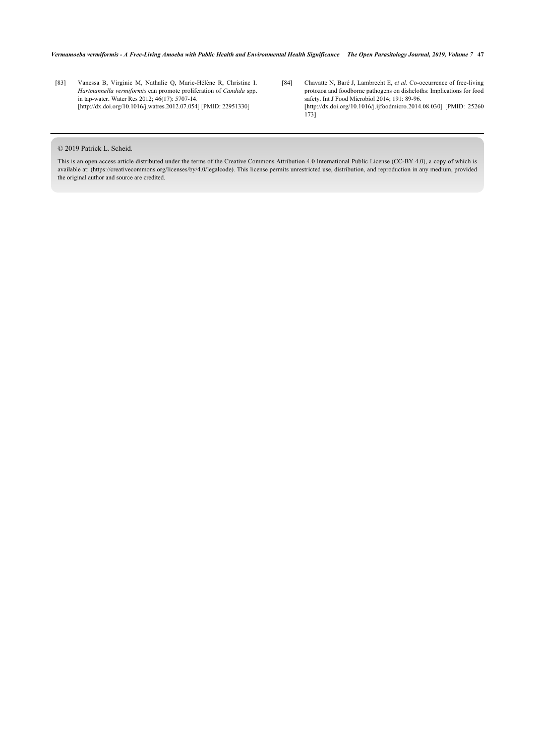[83] Vanessa B, Virginie M, Nathalie Q, Marie-Hélène R, Christine I. *Hartmannella vermiformis* can promote proliferation of *Candida* spp. in tap-water. Water Res 2012; 46(17): 5707-14. [http://dx.doi.org/10.1016/j.watres.2012.07.054] [PMID: 22951330]

[84] Chavatte N, Baré J, Lambrecht E, *et al.* Co-occurrence of free-living protozoa and foodborne pathogens on dishcloths: Implications for food safety. Int J Food Microbiol 2014; 191: 89-96. [http://dx.doi.org/10.1016/j.ijfoodmicro.2014.08.030] [PMID: 25260173]

© 2019 Patrick L. Scheid.

This is an open access article distributed under the terms of the Creative Commons Attribution 4.0 International Public License (CC-BY 4.0), a copy of which is available at: (https://creativecommons.org/licenses/by/4.0/legalcode). This license permits unrestricted use, distribution, and reproduction in any medium, provided the original author and source are credited.